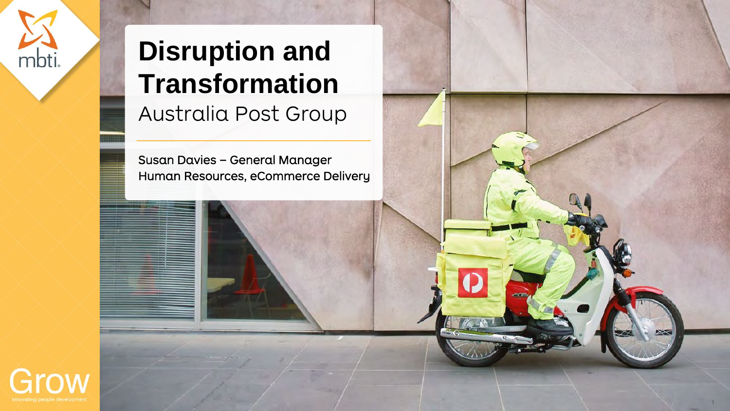# Disruption and Transformation

Australia Post Group

Susan Davies – General Manager
Human Resources, eCommerce Delivery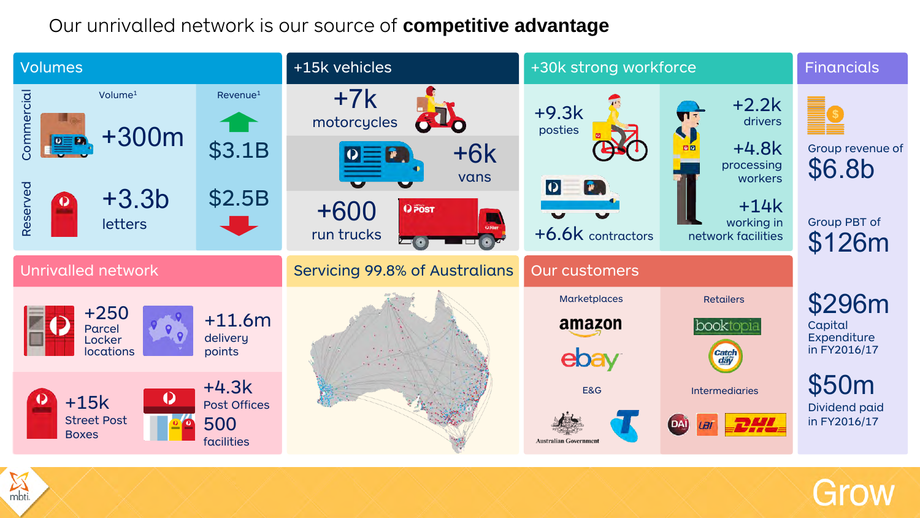# Our unrivalled network is our source of **competitive advantage**

## Volumes

| | Volume[1] | Revenue[1] |
|---|---|---|
| Commercial | +300m | $3.1B |
| Reserved | +3.3b letters | $2.5B |

## +15k vehicles

- +7k motorcycles
- +6k vans
- +600 run trucks

## +30k strong workforce

- +9.3k posties
- +6.6k contractors
- +2.2k drivers
- +4.8k processing workers
- +14k working in network facilities

## Financials

- Group revenue of **$6.8b**
- Group PBT of **$126m**
- **$296m** Capital Expenditure in FY2016/17
- **$50m** Dividend paid in FY2016/17

## Unrivalled network

- +250 Parcel Locker locations
- +11.6m delivery points
- +15k Street Post Boxes
- +4.3k Post Offices
- 500 facilities

## Servicing 99.8% of Australians

## Our customers

- Marketplaces: amazon, ebay
- Retailers: booktopia, Catch of the day
- E&G: Australian Government, Telstra
- Intermediaries: DAI, UBI, DHL

Grow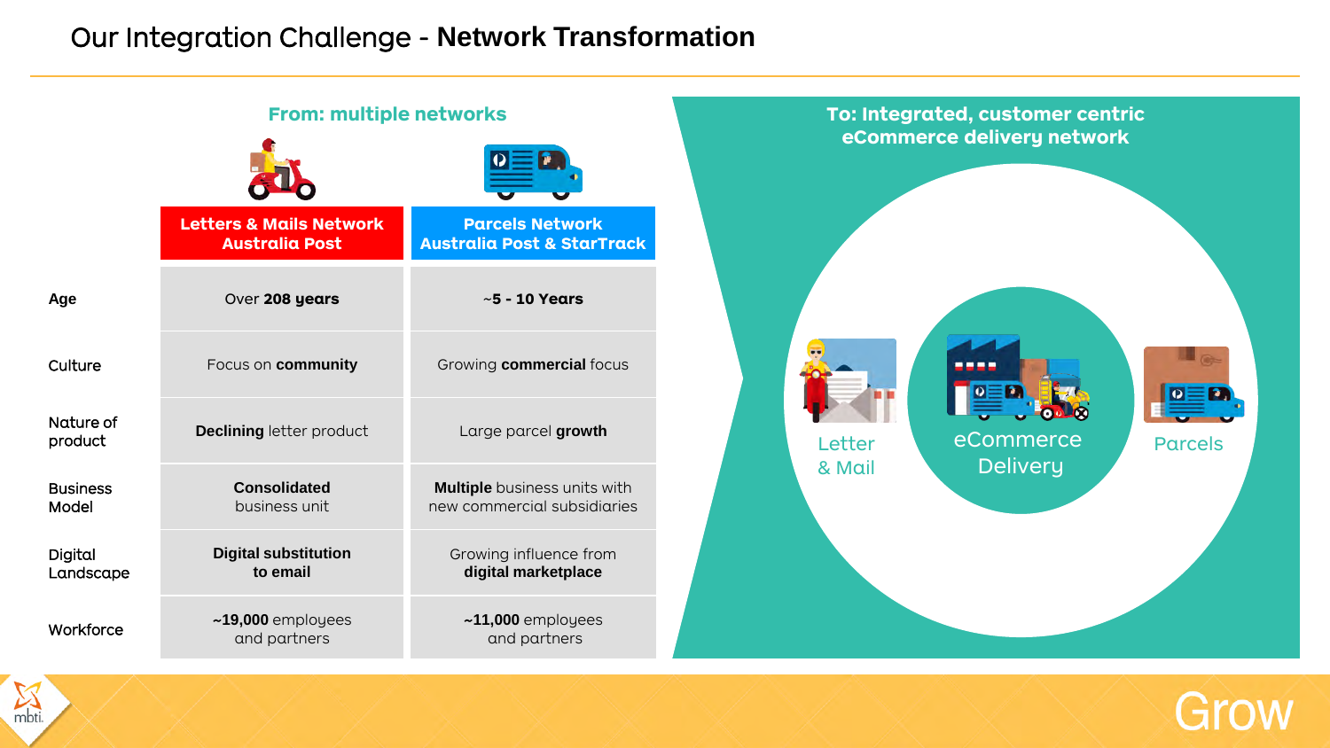# Our Integration Challenge - **Network Transformation**

**From: multiple networks**

| | Letters & Mails Network Australia Post | Parcels Network Australia Post & StarTrack |
|---|---|---|
| Age | Over **208 years** | ~**5 - 10 Years** |
| Culture | Focus on **community** | Growing **commercial** focus |
| Nature of product | **Declining** letter product | Large parcel **growth** |
| Business Model | **Consolidated** business unit | **Multiple** business units with new commercial subsidiaries |
| Digital Landscape | **Digital substitution to email** | Growing influence from **digital marketplace** |
| Workforce | **~19,000** employees and partners | **~11,000** employees and partners |

**To: Integrated, customer centric eCommerce delivery network**

- Letter & Mail
- eCommerce Delivery
- Parcels

Grow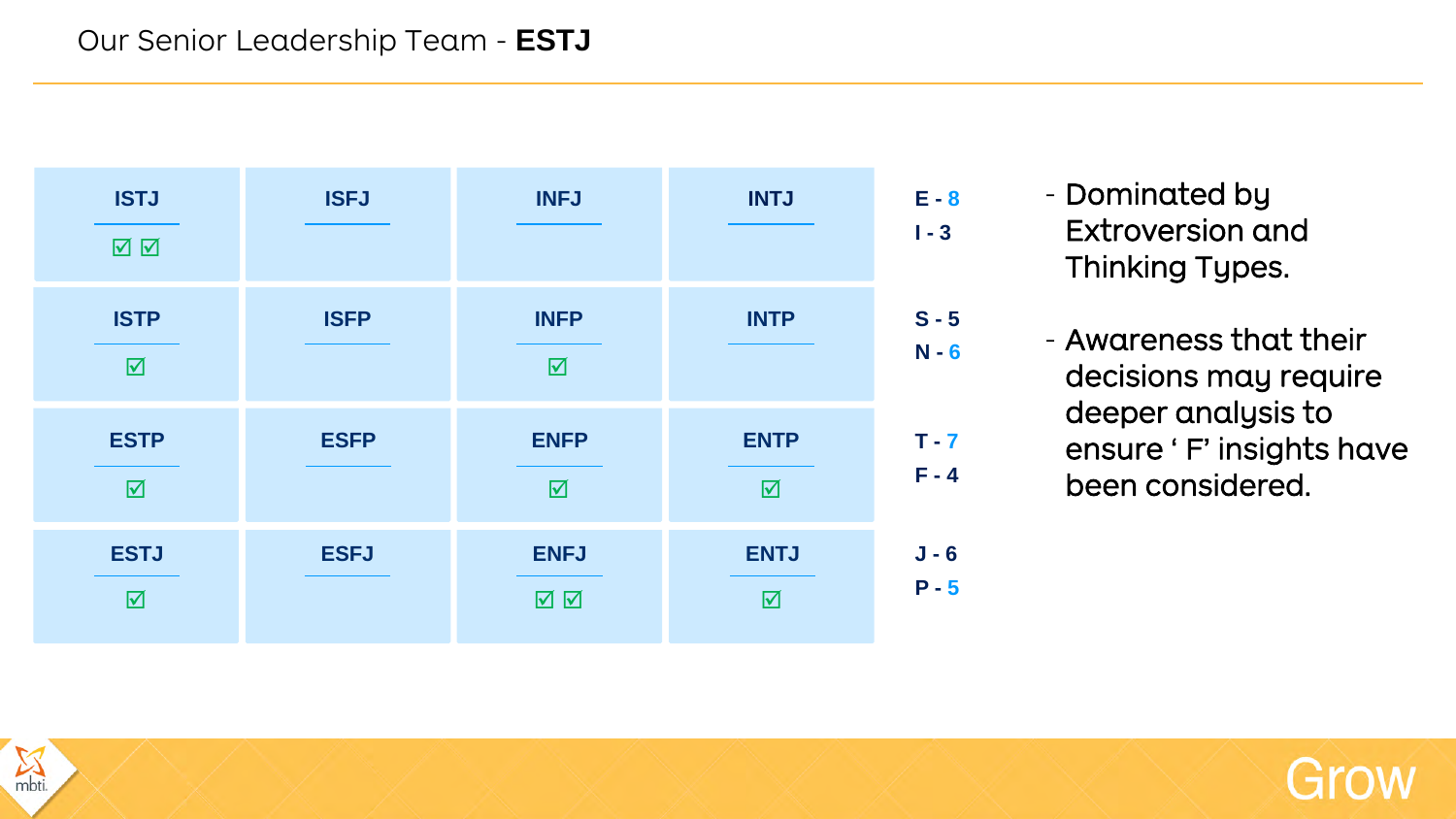# Our Senior Leadership Team - **ESTJ**

| ISTJ | ISFJ | INFJ | INTJ |
| --- | --- | --- | --- |
| ☑ ☑ | | | |

| ISTP | ISFP | INFP | INTP |
| --- | --- | --- | --- |
| ☑ | | ☑ | |

| ESTP | ESFP | ENFP | ENTP |
| --- | --- | --- | --- |
| ☑ | | ☑ | ☑ |

| ESTJ | ESFJ | ENFJ | ENTJ |
| --- | --- | --- | --- |
| ☑ | | ☑ ☑ | ☑ |

**E - 8**
**I - 3**

**S - 5**
**N - 6**

**T - 7**
**F - 4**

**J - 6**
**P - 5**

- Dominated by Extroversion and Thinking Types.
- Awareness that their decisions may require deeper analysis to ensure ' F' insights have been considered.

Grow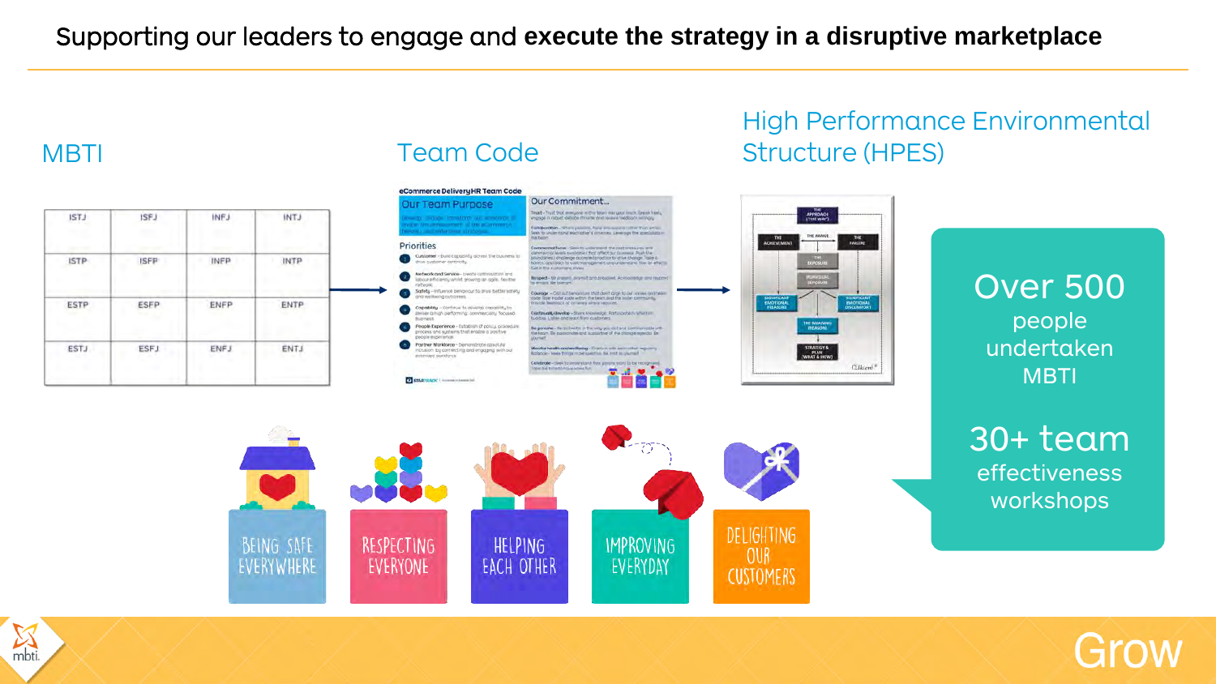# Supporting our leaders to engage and **execute the strategy in a disruptive marketplace**

## MBTI

| ISTJ | ISFJ | INFJ | INTJ |
|---|---|---|---|
| ISTP | ISFP | INFP | INTP |
| ESTP | ESFP | ENFP | ENTP |
| ESTJ | ESFJ | ENFJ | ENTJ |

## Team Code

## High Performance Environmental Structure (HPES)

**Over 500** people undertaken MBTI

**30+ team** effectiveness workshops

BEING SAFE EVERYWHERE

RESPECTING EVERYONE

HELPING EACH OTHER

IMPROVING EVERYDAY

DELIGHTING OUR CUSTOMERS

Grow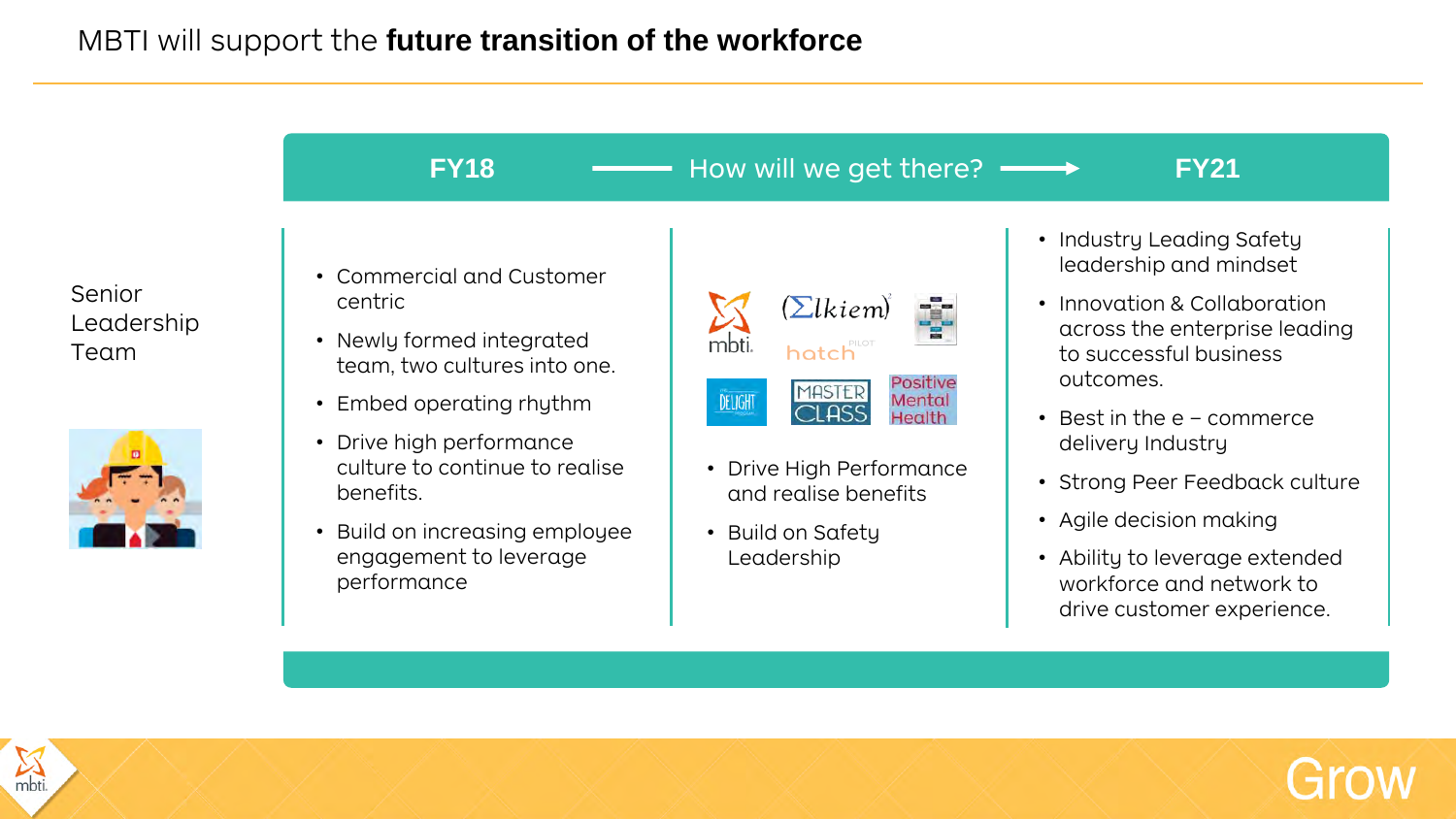# MBTI will support the **future transition of the workforce**

**FY18** ——— How will we get there? ———> **FY21**

Senior Leadership Team

**FY18**

- Commercial and Customer centric
- Newly formed integrated team, two cultures into one.
- Embed operating rhythm
- Drive high performance culture to continue to realise benefits.
- Build on increasing employee engagement to leverage performance

**How will we get there?**

mbti. (Σlkiem) hatch PILOT DELIGHT MASTER CLASS Positive Mental Health

- Drive High Performance and realise benefits
- Build on Safety Leadership

**FY21**

- Industry Leading Safety leadership and mindset
- Innovation & Collaboration across the enterprise leading to successful business outcomes.
- Best in the e – commerce delivery Industry
- Strong Peer Feedback culture
- Agile decision making
- Ability to leverage extended workforce and network to drive customer experience.

Grow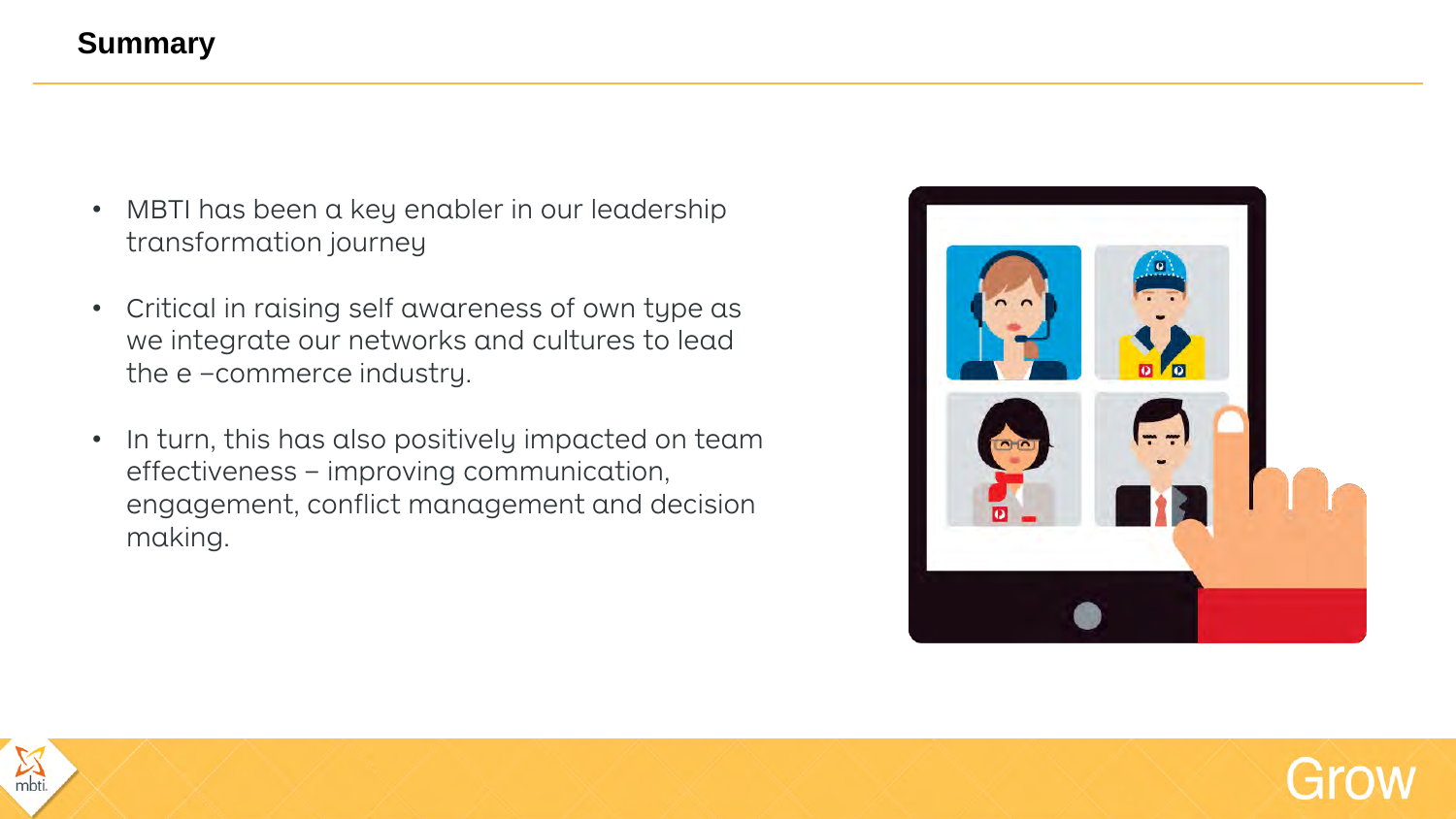# Summary

- MBTI has been a key enabler in our leadership transformation journey
- Critical in raising self awareness of own type as we integrate our networks and cultures to lead the e –commerce industry.
- In turn, this has also positively impacted on team effectiveness – improving communication, engagement, conflict management and decision making.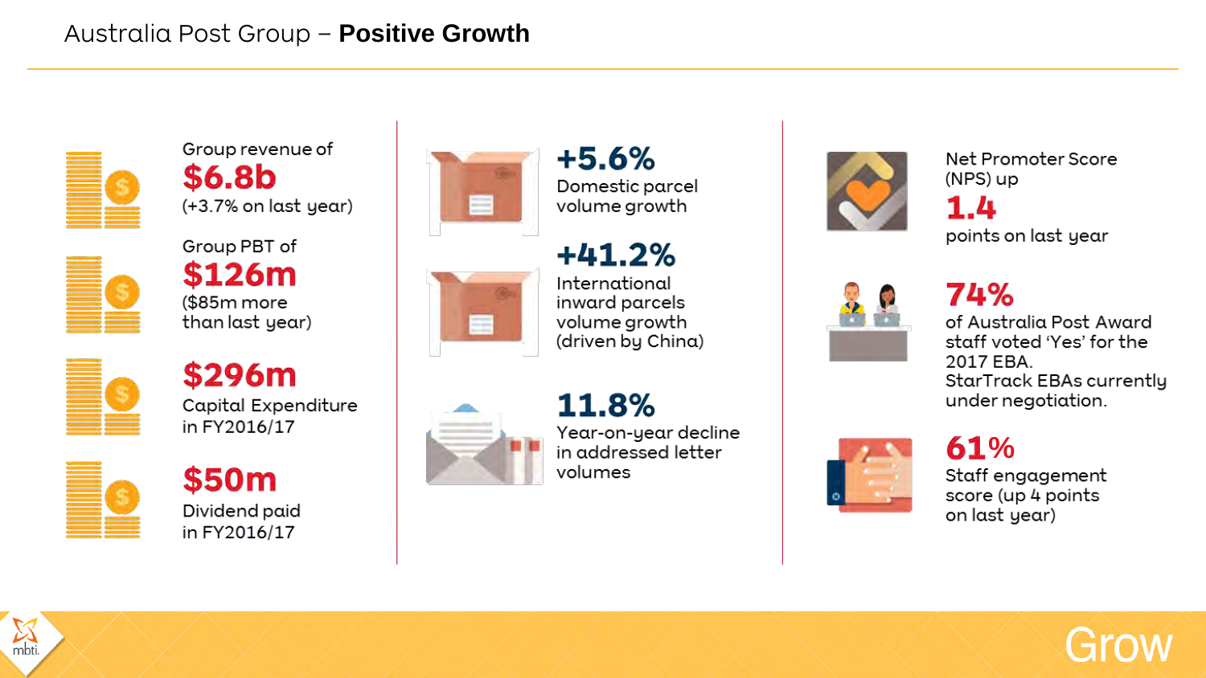# Australia Post Group – **Positive Growth**

Group revenue of
**$6.8b**
(+3.7% on last year)

Group PBT of
**$126m**
($85m more than last year)

**$296m**
Capital Expenditure in FY2016/17

**$50m**
Dividend paid in FY2016/17

**+5.6%**
Domestic parcel volume growth

**+41.2%**
International inward parcels volume growth (driven by China)

**11.8%**
Year-on-year decline in addressed letter volumes

Net Promoter Score (NPS) up
**1.4**
points on last year

**74%**
of Australia Post Award staff voted 'Yes' for the 2017 EBA.
StarTrack EBAs currently under negotiation.

**61%**
Staff engagement score (up 4 points on last year)

Grow